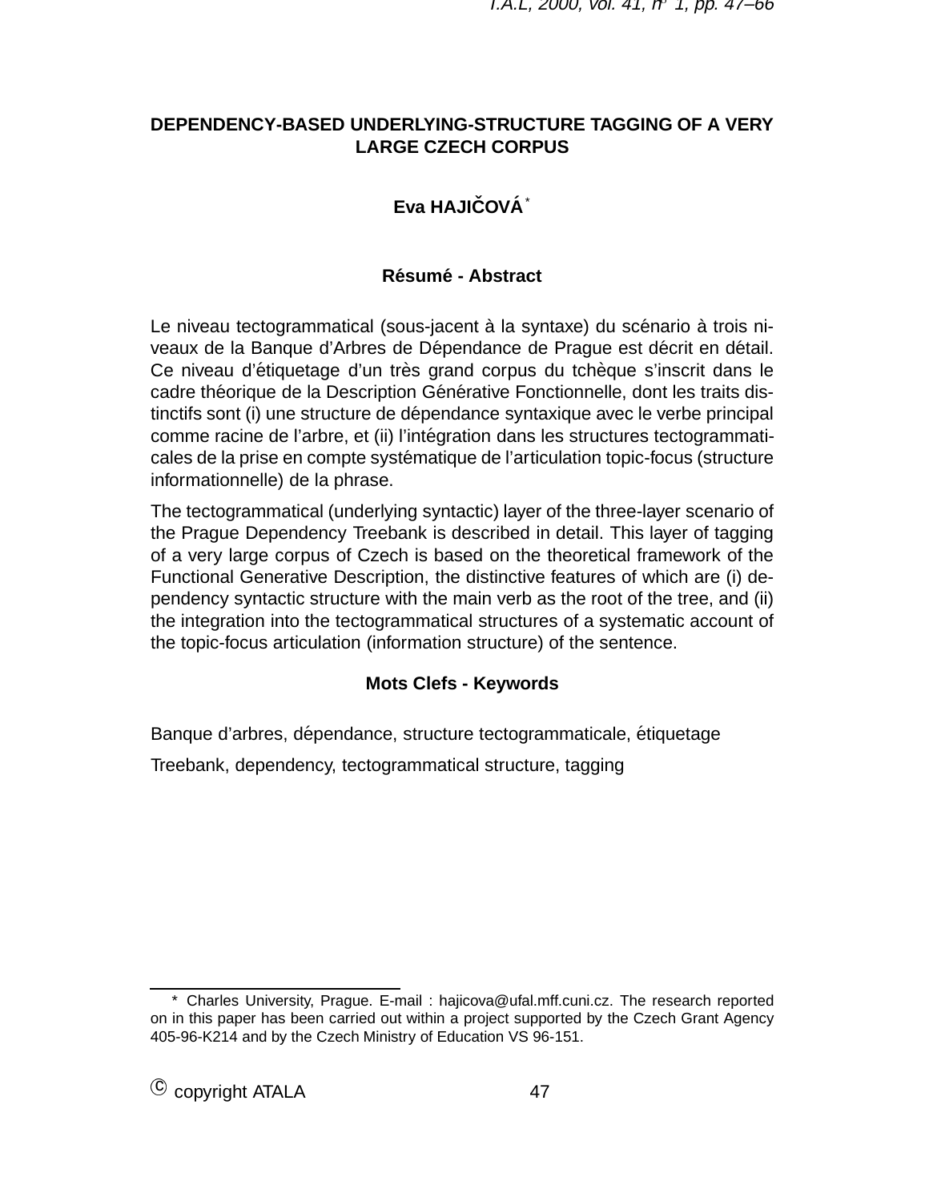# DEPENDENCY-BASED UNDERLYING-STRUCTURE TAGGING OF A VERY LARGE CZECH CORPUS

**Eva HAJIČOVÁ** *

## Résumé - Abstract

Le niveau tectogrammatical (sous-jacent à la syntaxe) du scénario à trois niveaux de la Banque d'Arbres de Dépendance de Prague est décrit en détail. Ce niveau d'étiquetage d'un très grand corpus du tchèque s'inscrit dans le cadre théorique de la Description Générative Fonctionnelle, dont les traits distinctifs sont (i) une structure de dépendance syntaxique avec le verbe principal comme racine de l'arbre, et (ii) l'intégration dans les structures tectogrammaticales de la prise en compte systématique de l'articulation topic-focus (structure informationnelle) de la phrase.

The tectogrammatical (underlying syntactic) layer of the three-layer scenario of the Prague Dependency Treebank is described in detail. This layer of tagging of a very large corpus of Czech is based on the theoretical framework of the Functional Generative Description, the distinctive features of which are (i) dependency syntactic structure with the main verb as the root of the tree, and (ii) the integration into the tectogrammatical structures of a systematic account of the topic-focus articulation (information structure) of the sentence.

## Mots Clefs - Keywords

Banque d'arbres, dépendance, structure tectogrammaticale, étiquetage

Treebank, dependency, tectogrammatical structure, tagging

---

* Charles University, Prague. E-mail : hajicova@ufal.mff.cuni.cz. The research reported on in this paper has been carried out within a project supported by the Czech Grant Agency 405-96-K214 and by the Czech Ministry of Education VS 96-151.

© copyright ATALA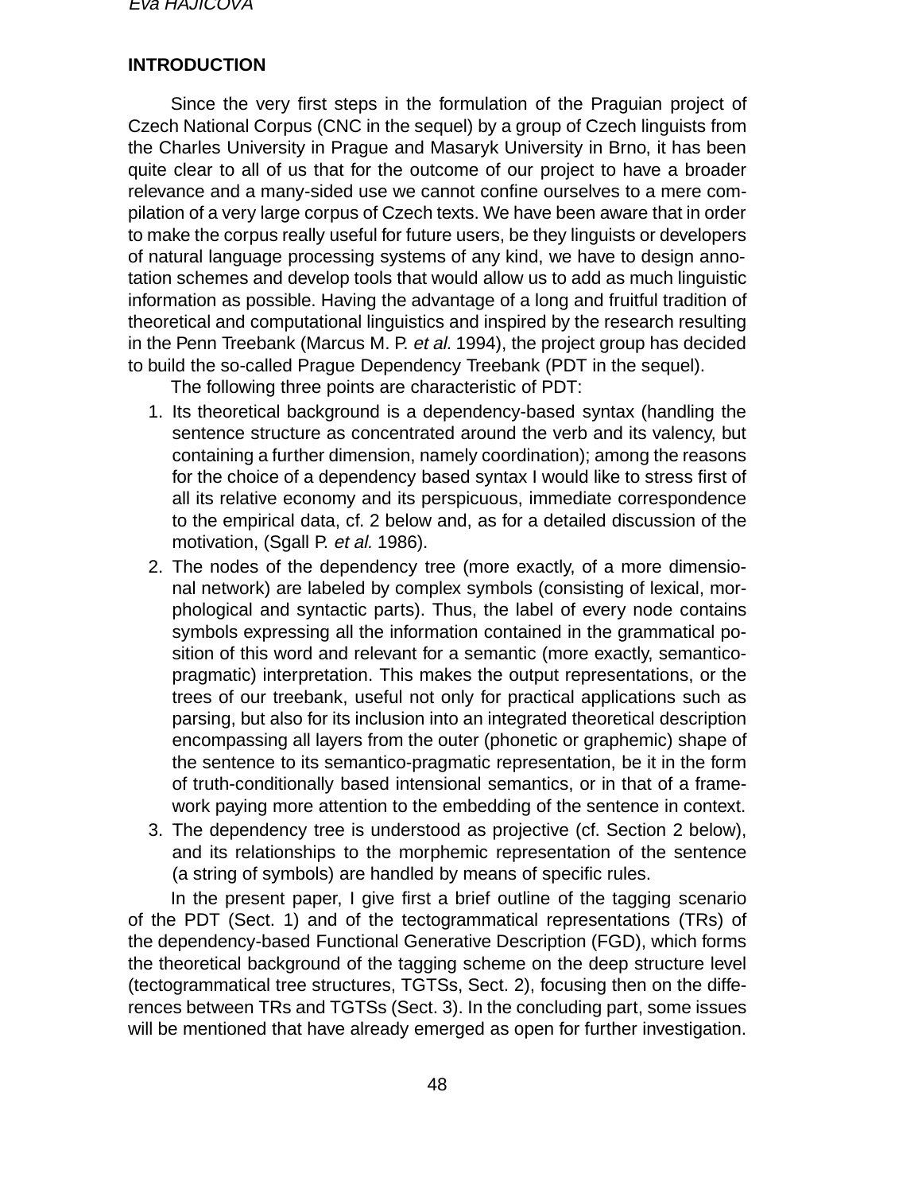## INTRODUCTION

Since the very first steps in the formulation of the Praguian project of Czech National Corpus (CNC in the sequel) by a group of Czech linguists from the Charles University in Prague and Masaryk University in Brno, it has been quite clear to all of us that for the outcome of our project to have a broader relevance and a many-sided use we cannot confine ourselves to a mere compilation of a very large corpus of Czech texts. We have been aware that in order to make the corpus really useful for future users, be they linguists or developers of natural language processing systems of any kind, we have to design annotation schemes and develop tools that would allow us to add as much linguistic information as possible. Having the advantage of a long and fruitful tradition of theoretical and computational linguistics and inspired by the research resulting in the Penn Treebank (Marcus M. P. *et al.* 1994), the project group has decided to build the so-called Prague Dependency Treebank (PDT in the sequel).

The following three points are characteristic of PDT:

1. Its theoretical background is a dependency-based syntax (handling the sentence structure as concentrated around the verb and its valency, but containing a further dimension, namely coordination); among the reasons for the choice of a dependency based syntax I would like to stress first of all its relative economy and its perspicuous, immediate correspondence to the empirical data, cf. 2 below and, as for a detailed discussion of the motivation, (Sgall P. *et al.* 1986).
2. The nodes of the dependency tree (more exactly, of a more dimensional network) are labeled by complex symbols (consisting of lexical, morphological and syntactic parts). Thus, the label of every node contains symbols expressing all the information contained in the grammatical position of this word and relevant for a semantic (more exactly, semantico-pragmatic) interpretation. This makes the output representations, or the trees of our treebank, useful not only for practical applications such as parsing, but also for its inclusion into an integrated theoretical description encompassing all layers from the outer (phonetic or graphemic) shape of the sentence to its semantico-pragmatic representation, be it in the form of truth-conditionally based intensional semantics, or in that of a framework paying more attention to the embedding of the sentence in context.
3. The dependency tree is understood as projective (cf. Section 2 below), and its relationships to the morphemic representation of the sentence (a string of symbols) are handled by means of specific rules.

In the present paper, I give first a brief outline of the tagging scenario of the PDT (Sect. 1) and of the tectogrammatical representations (TRs) of the dependency-based Functional Generative Description (FGD), which forms the theoretical background of the tagging scheme on the deep structure level (tectogrammatical tree structures, TGTSs, Sect. 2), focusing then on the differences between TRs and TGTSs (Sect. 3). In the concluding part, some issues will be mentioned that have already emerged as open for further investigation.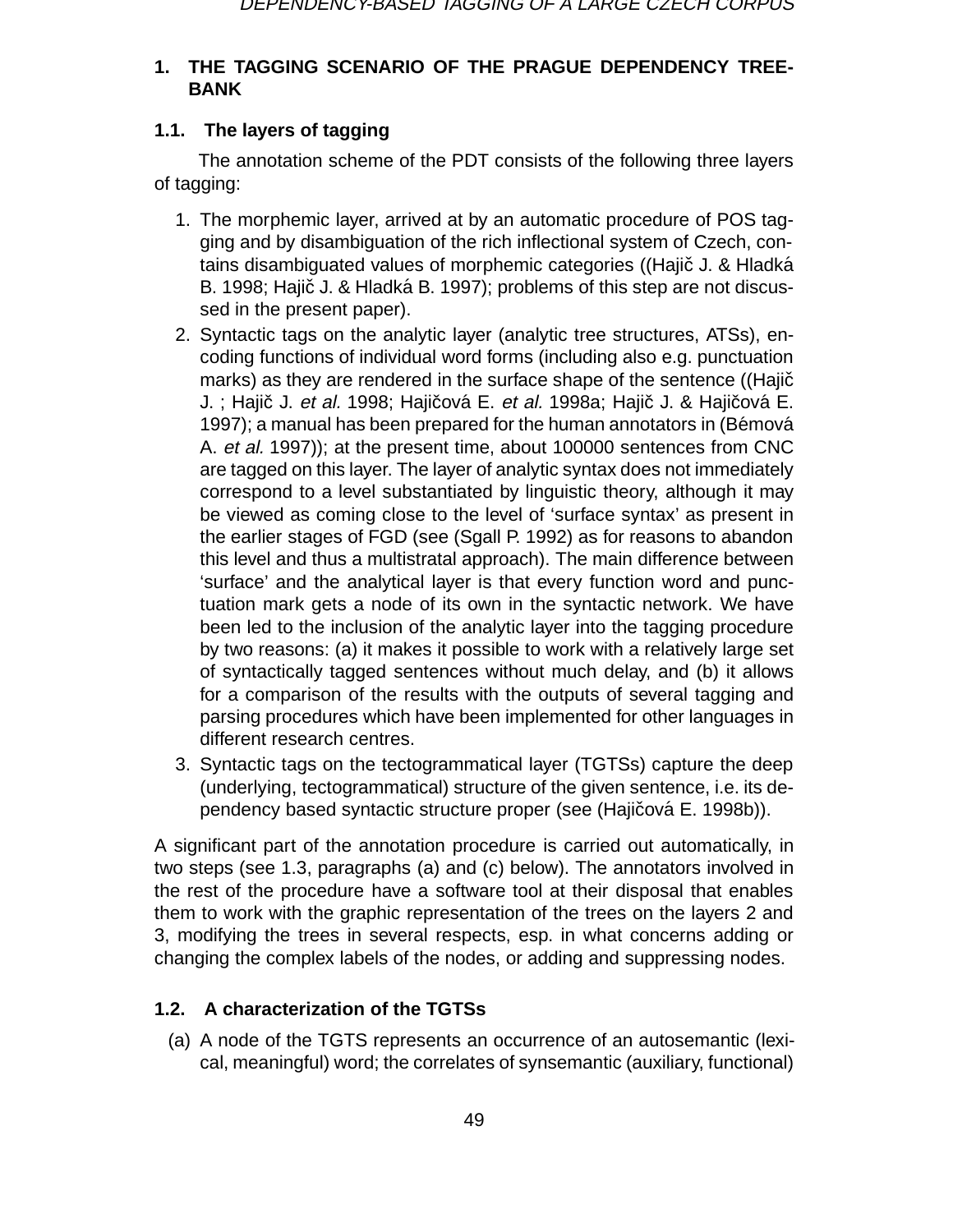# 1. THE TAGGING SCENARIO OF THE PRAGUE DEPENDENCY TREE-BANK

## 1.1. The layers of tagging

The annotation scheme of the PDT consists of the following three layers of tagging:

1. The morphemic layer, arrived at by an automatic procedure of POS tagging and by disambiguation of the rich inflectional system of Czech, contains disambiguated values of morphemic categories ((Hajič J. & Hladká B. 1998; Hajič J. & Hladká B. 1997); problems of this step are not discussed in the present paper).
2. Syntactic tags on the analytic layer (analytic tree structures, ATSs), encoding functions of individual word forms (including also e.g. punctuation marks) as they are rendered in the surface shape of the sentence ((Hajič J. ; Hajič J. *et al.* 1998; Hajičová E. *et al.* 1998a; Hajič J. & Hajičová E. 1997); a manual has been prepared for the human annotators in (Bémová A. *et al.* 1997)); at the present time, about 100000 sentences from CNC are tagged on this layer. The layer of analytic syntax does not immediately correspond to a level substantiated by linguistic theory, although it may be viewed as coming close to the level of 'surface syntax' as present in the earlier stages of FGD (see (Sgall P. 1992) as for reasons to abandon this level and thus a multistratal approach). The main difference between 'surface' and the analytical layer is that every function word and punctuation mark gets a node of its own in the syntactic network. We have been led to the inclusion of the analytic layer into the tagging procedure by two reasons: (a) it makes it possible to work with a relatively large set of syntactically tagged sentences without much delay, and (b) it allows for a comparison of the results with the outputs of several tagging and parsing procedures which have been implemented for other languages in different research centres.
3. Syntactic tags on the tectogrammatical layer (TGTSs) capture the deep (underlying, tectogrammatical) structure of the given sentence, i.e. its dependency based syntactic structure proper (see (Hajičová E. 1998b)).

A significant part of the annotation procedure is carried out automatically, in two steps (see 1.3, paragraphs (a) and (c) below). The annotators involved in the rest of the procedure have a software tool at their disposal that enables them to work with the graphic representation of the trees on the layers 2 and 3, modifying the trees in several respects, esp. in what concerns adding or changing the complex labels of the nodes, or adding and suppressing nodes.

## 1.2. A characterization of the TGTSs

(a) A node of the TGTS represents an occurrence of an autosemantic (lexical, meaningful) word; the correlates of synsemantic (auxiliary, functional)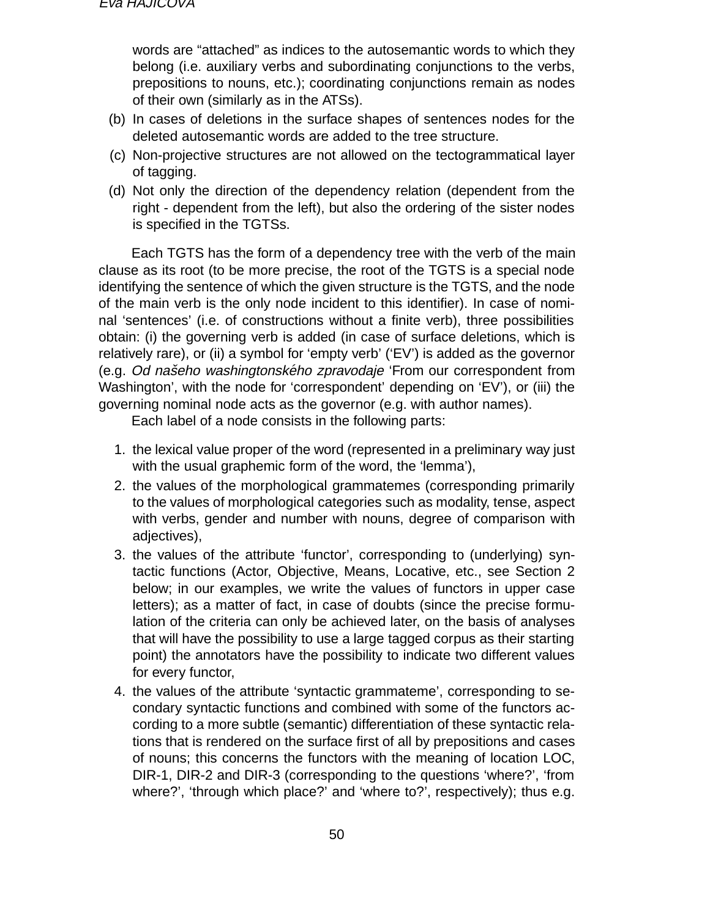words are “attached” as indices to the autosemantic words to which they belong (i.e. auxiliary verbs and subordinating conjunctions to the verbs, prepositions to nouns, etc.); coordinating conjunctions remain as nodes of their own (similarly as in the ATSs).

(b) In cases of deletions in the surface shapes of sentences nodes for the deleted autosemantic words are added to the tree structure.

(c) Non-projective structures are not allowed on the tectogrammatical layer of tagging.

(d) Not only the direction of the dependency relation (dependent from the right - dependent from the left), but also the ordering of the sister nodes is specified in the TGTSs.

Each TGTS has the form of a dependency tree with the verb of the main clause as its root (to be more precise, the root of the TGTS is a special node identifying the sentence of which the given structure is the TGTS, and the node of the main verb is the only node incident to this identifier). In case of nominal ‘sentences’ (i.e. of constructions without a finite verb), three possibilities obtain: (i) the governing verb is added (in case of surface deletions, which is relatively rare), or (ii) a symbol for ‘empty verb’ (‘EV’) is added as the governor (e.g. *Od našeho washingtonského zpravodaje* ‘From our correspondent from Washington’, with the node for ‘correspondent’ depending on ‘EV’), or (iii) the governing nominal node acts as the governor (e.g. with author names).

Each label of a node consists in the following parts:

1. the lexical value proper of the word (represented in a preliminary way just with the usual graphemic form of the word, the ‘lemma’),
2. the values of the morphological grammatemes (corresponding primarily to the values of morphological categories such as modality, tense, aspect with verbs, gender and number with nouns, degree of comparison with adjectives),
3. the values of the attribute ‘functor’, corresponding to (underlying) syntactic functions (Actor, Objective, Means, Locative, etc., see Section 2 below; in our examples, we write the values of functors in upper case letters); as a matter of fact, in case of doubts (since the precise formulation of the criteria can only be achieved later, on the basis of analyses that will have the possibility to use a large tagged corpus as their starting point) the annotators have the possibility to indicate two different values for every functor,
4. the values of the attribute ‘syntactic grammateme’, corresponding to secondary syntactic functions and combined with some of the functors according to a more subtle (semantic) differentiation of these syntactic relations that is rendered on the surface first of all by prepositions and cases of nouns; this concerns the functors with the meaning of location LOC, DIR-1, DIR-2 and DIR-3 (corresponding to the questions ‘where?’, ‘from where?’, ‘through which place?’ and ‘where to?’, respectively); thus e.g.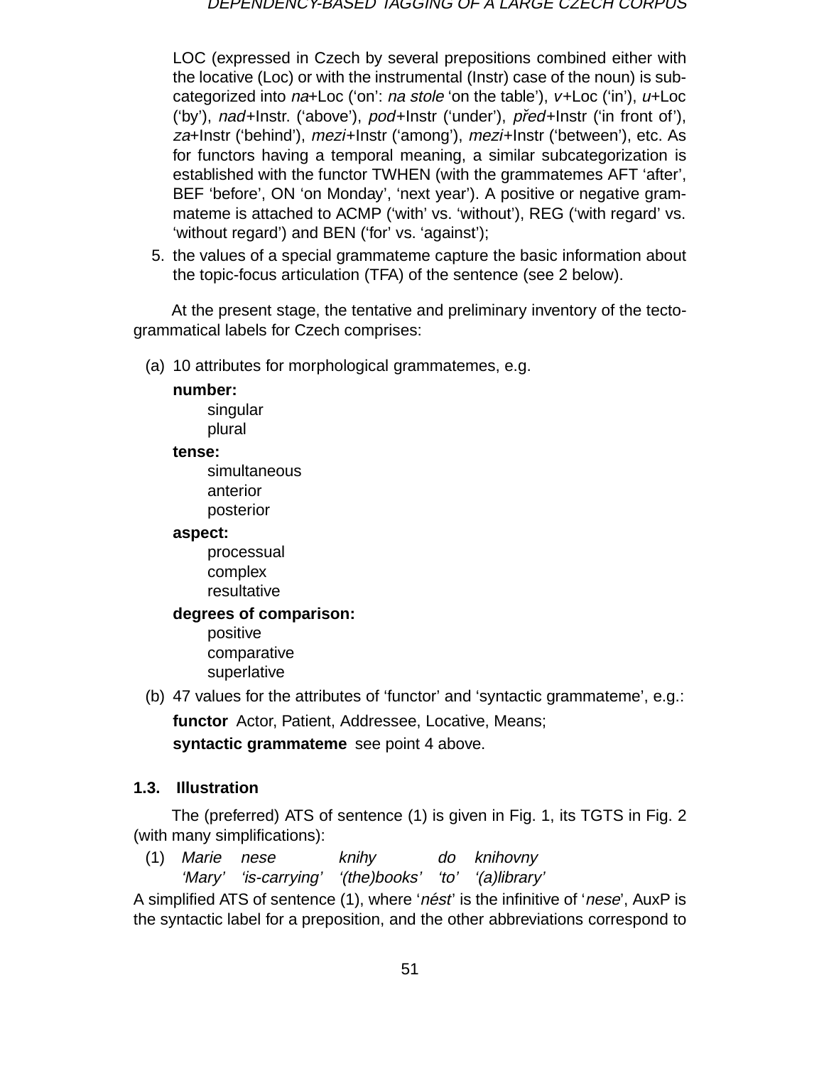LOC (expressed in Czech by several prepositions combined either with the locative (Loc) or with the instrumental (Instr) case of the noun) is subcategorized into *na*+Loc (‘on’: *na stole* ‘on the table’), *v*+Loc (‘in’), *u*+Loc (‘by’), *nad*+Instr. (‘above’), *pod*+Instr (‘under’), *před*+Instr (‘in front of’), *za*+Instr (‘behind’), *mezi*+Instr (‘among’), *mezi*+Instr (‘between’), etc. As for functors having a temporal meaning, a similar subcategorization is established with the functor TWHEN (with the grammatemes AFT ‘after’, BEF ‘before’, ON ‘on Monday’, ‘next year’). A positive or negative grammateme is attached to ACMP (‘with’ vs. ‘without’), REG (‘with regard’ vs. ‘without regard’) and BEN (‘for’ vs. ‘against’);

5. the values of a special grammateme capture the basic information about the topic-focus articulation (TFA) of the sentence (see 2 below).

At the present stage, the tentative and preliminary inventory of the tectogrammatical labels for Czech comprises:

(a) 10 attributes for morphological grammatemes, e.g.

**number:**
- singular
- plural

**tense:**
- simultaneous
- anterior
- posterior

**aspect:**
- processual
- complex
- resultative

**degrees of comparison:**
- positive
- comparative
- superlative

(b) 47 values for the attributes of ‘functor’ and ‘syntactic grammateme’, e.g.:

**functor** Actor, Patient, Addressee, Locative, Means;

**syntactic grammateme** see point 4 above.

### 1.3. Illustration

The (preferred) ATS of sentence (1) is given in Fig. 1, its TGTS in Fig. 2 (with many simplifications):

(1) *Marie* *nese* *knihy* *do* *knihovny*
‘Mary’ ‘is-carrying’ ‘(the)books’ ‘to’ ‘(a)library’

A simplified ATS of sentence (1), where ‘*nést*’ is the infinitive of ‘*nese*’, AuxP is the syntactic label for a preposition, and the other abbreviations correspond to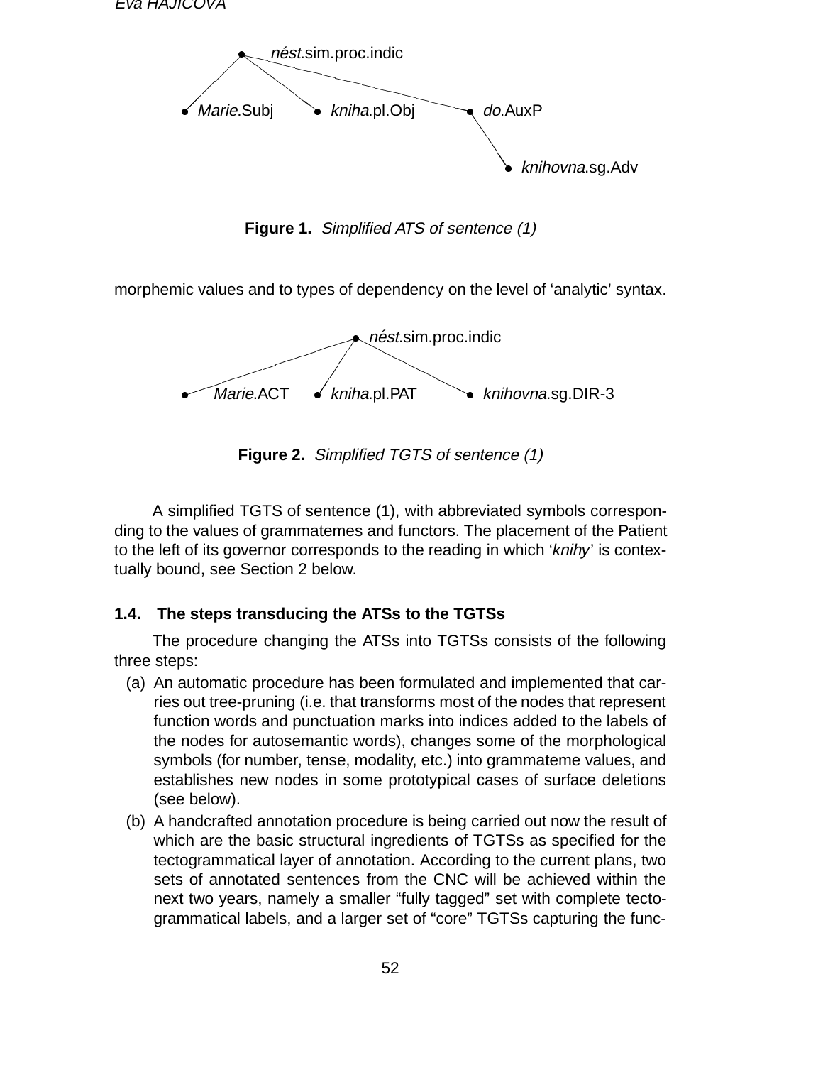nést.sim.proc.indic

Marie.Subj    kniha.pl.Obj    do.AuxP

knihovna.sg.Adv

**Figure 1.** *Simplified ATS of sentence (1)*

morphemic values and to types of dependency on the level of 'analytic' syntax.

nést.sim.proc.indic

Marie.ACT    kniha.pl.PAT    knihovna.sg.DIR-3

**Figure 2.** *Simplified TGTS of sentence (1)*

A simplified TGTS of sentence (1), with abbreviated symbols corresponding to the values of grammatemes and functors. The placement of the Patient to the left of its governor corresponds to the reading in which '*knihy*' is contextually bound, see Section 2 below.

### 1.4. The steps transducing the ATSs to the TGTSs

The procedure changing the ATSs into TGTSs consists of the following three steps:

(a) An automatic procedure has been formulated and implemented that carries out tree-pruning (i.e. that transforms most of the nodes that represent function words and punctuation marks into indices added to the labels of the nodes for autosemantic words), changes some of the morphological symbols (for number, tense, modality, etc.) into grammateme values, and establishes new nodes in some prototypical cases of surface deletions (see below).

(b) A handcrafted annotation procedure is being carried out now the result of which are the basic structural ingredients of TGTSs as specified for the tectogrammatical layer of annotation. According to the current plans, two sets of annotated sentences from the CNC will be achieved within the next two years, namely a smaller "fully tagged" set with complete tectogrammatical labels, and a larger set of "core" TGTSs capturing the func-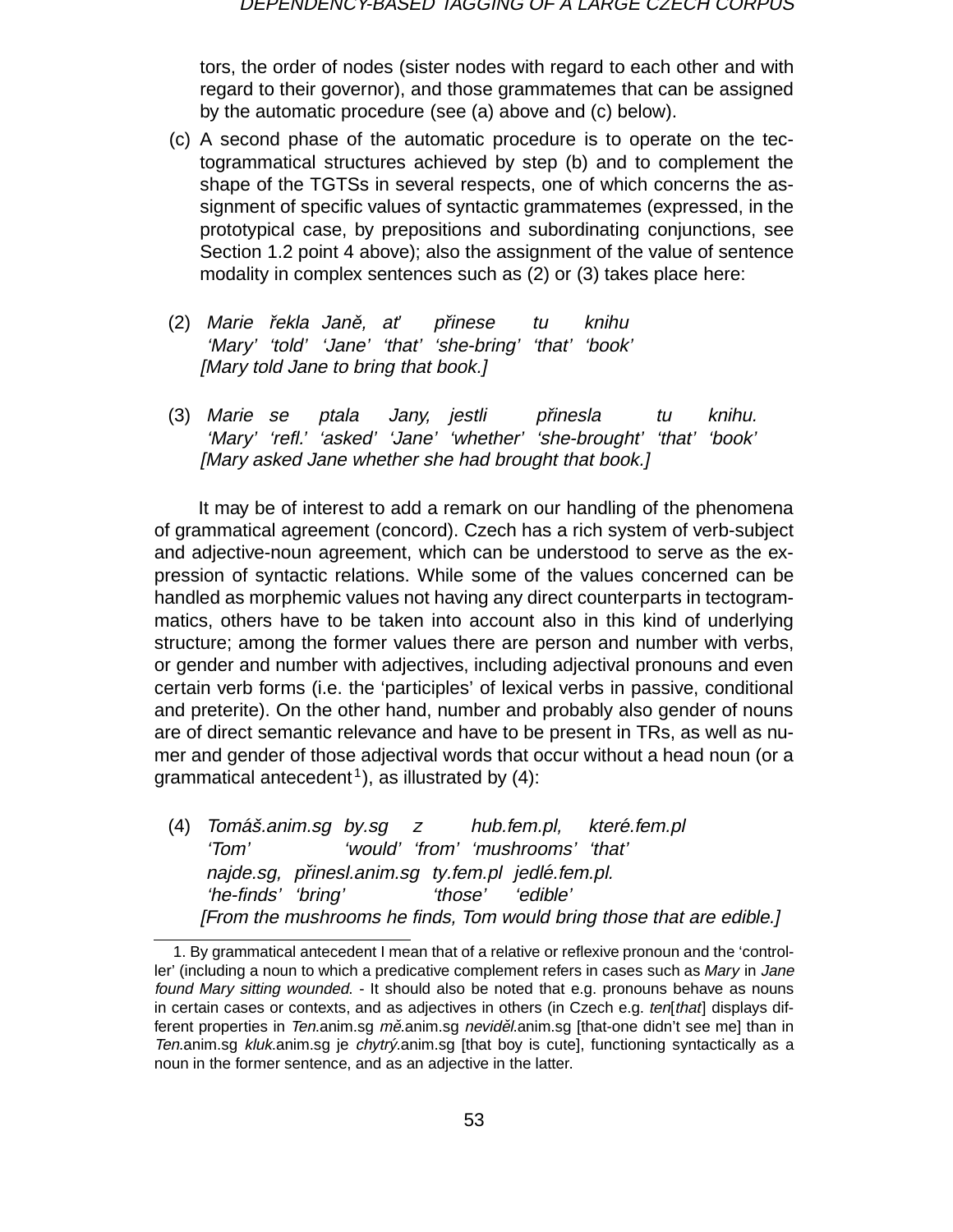tors, the order of nodes (sister nodes with regard to each other and with regard to their governor), and those grammatemes that can be assigned by the automatic procedure (see (a) above and (c) below).

(c) A second phase of the automatic procedure is to operate on the tectogrammatical structures achieved by step (b) and to complement the shape of the TGTSs in several respects, one of which concerns the assignment of specific values of syntactic grammatemes (expressed, in the prototypical case, by prepositions and subordinating conjunctions, see Section 1.2 point 4 above); also the assignment of the value of sentence modality in complex sentences such as (2) or (3) takes place here:

(2) *Marie řekla Janě, ať přinese tu knihu*
*'Mary' 'told' 'Jane' 'that' 'she-bring' 'that' 'book'*
*[Mary told Jane to bring that book.]*

(3) *Marie se ptala Jany, jestli přinesla tu knihu.*
*'Mary' 'refl.' 'asked' 'Jane' 'whether' 'she-brought' 'that' 'book'*
*[Mary asked Jane whether she had brought that book.]*

It may be of interest to add a remark on our handling of the phenomena of grammatical agreement (concord). Czech has a rich system of verb-subject and adjective-noun agreement, which can be understood to serve as the expression of syntactic relations. While some of the values concerned can be handled as morphemic values not having any direct counterparts in tectogrammatics, others have to be taken into account also in this kind of underlying structure; among the former values there are person and number with verbs, or gender and number with adjectives, including adjectival pronouns and even certain verb forms (i.e. the 'participles' of lexical verbs in passive, conditional and preterite). On the other hand, number and probably also gender of nouns are of direct semantic relevance and have to be present in TRs, as well as numer and gender of those adjectival words that occur without a head noun (or a grammatical antecedent[1]), as illustrated by (4):

(4) *Tomáš.anim.sg by.sg z hub.fem.pl, které.fem.pl*
*'Tom' 'would' 'from' 'mushrooms' 'that'*
*najde.sg, přinesl.anim.sg ty.fem.pl jedlé.fem.pl.*
*'he-finds' 'bring' 'those' 'edible'*
*[From the mushrooms he finds, Tom would bring those that are edible.]*

---

1. By grammatical antecedent I mean that of a relative or reflexive pronoun and the 'controller' (including a noun to which a predicative complement refers in cases such as *Mary* in *Jane found Mary sitting wounded*. - It should also be noted that e.g. pronouns behave as nouns in certain cases or contexts, and as adjectives in others (in Czech e.g. *ten*[*that*] displays different properties in *Ten*.anim.sg *mě*.anim.sg *neviděl*.anim.sg [that-one didn't see me] than in *Ten*.anim.sg *kluk*.anim.sg je *chytrý*.anim.sg [that boy is cute], functioning syntactically as a noun in the former sentence, and as an adjective in the latter.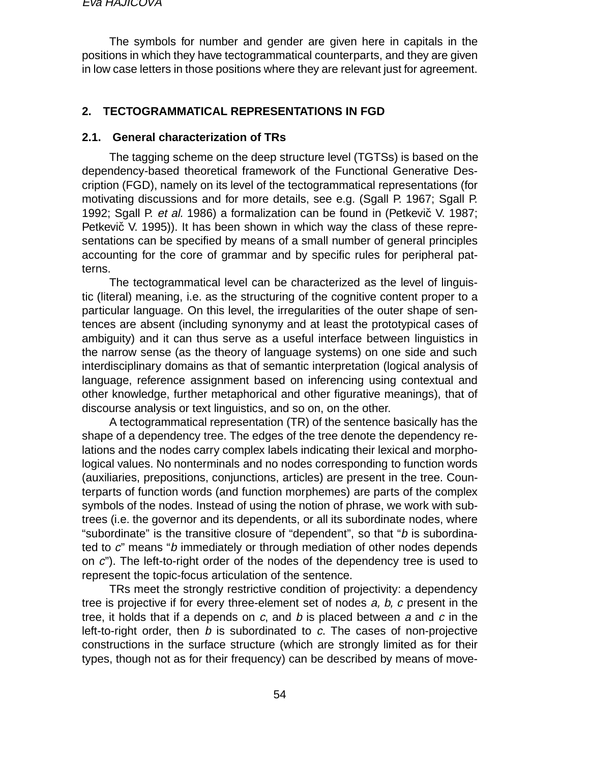The symbols for number and gender are given here in capitals in the positions in which they have tectogrammatical counterparts, and they are given in low case letters in those positions where they are relevant just for agreement.

## 2. TECTOGRAMMATICAL REPRESENTATIONS IN FGD

### 2.1. General characterization of TRs

The tagging scheme on the deep structure level (TGTSs) is based on the dependency-based theoretical framework of the Functional Generative Description (FGD), namely on its level of the tectogrammatical representations (for motivating discussions and for more details, see e.g. (Sgall P. 1967; Sgall P. 1992; Sgall P. *et al.* 1986) a formalization can be found in (Petkevič V. 1987; Petkevič V. 1995)). It has been shown in which way the class of these representations can be specified by means of a small number of general principles accounting for the core of grammar and by specific rules for peripheral patterns.

The tectogrammatical level can be characterized as the level of linguistic (literal) meaning, i.e. as the structuring of the cognitive content proper to a particular language. On this level, the irregularities of the outer shape of sentences are absent (including synonymy and at least the prototypical cases of ambiguity) and it can thus serve as a useful interface between linguistics in the narrow sense (as the theory of language systems) on one side and such interdisciplinary domains as that of semantic interpretation (logical analysis of language, reference assignment based on inferencing using contextual and other knowledge, further metaphorical and other figurative meanings), that of discourse analysis or text linguistics, and so on, on the other.

A tectogrammatical representation (TR) of the sentence basically has the shape of a dependency tree. The edges of the tree denote the dependency relations and the nodes carry complex labels indicating their lexical and morphological values. No nonterminals and no nodes corresponding to function words (auxiliaries, prepositions, conjunctions, articles) are present in the tree. Counterparts of function words (and function morphemes) are parts of the complex symbols of the nodes. Instead of using the notion of phrase, we work with subtrees (i.e. the governor and its dependents, or all its subordinate nodes, where "subordinate" is the transitive closure of "dependent", so that "*b* is subordinated to *c*" means "*b* immediately or through mediation of other nodes depends on *c*"). The left-to-right order of the nodes of the dependency tree is used to represent the topic-focus articulation of the sentence.

TRs meet the strongly restrictive condition of projectivity: a dependency tree is projective if for every three-element set of nodes *a, b, c* present in the tree, it holds that if a depends on *c*, and *b* is placed between *a* and *c* in the left-to-right order, then *b* is subordinated to *c*. The cases of non-projective constructions in the surface structure (which are strongly limited as for their types, though not as for their frequency) can be described by means of move-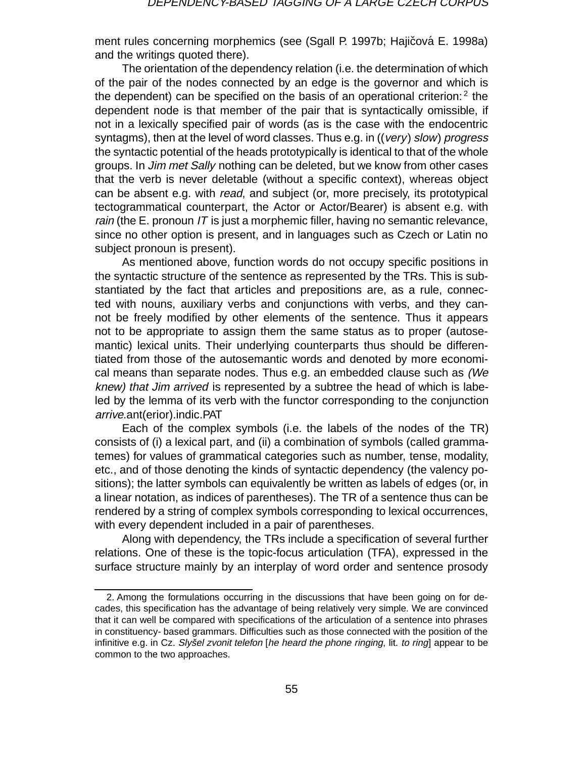ment rules concerning morphemics (see (Sgall P. 1997b; Hajičová E. 1998a) and the writings quoted there).

The orientation of the dependency relation (i.e. the determination of which of the pair of the nodes connected by an edge is the governor and which is the dependent) can be specified on the basis of an operational criterion:[2] the dependent node is that member of the pair that is syntactically omissible, if not in a lexically specified pair of words (as is the case with the endocentric syntagms), then at the level of word classes. Thus e.g. in ((*very*) *slow*) *progress* the syntactic potential of the heads prototypically is identical to that of the whole groups. In *Jim met Sally* nothing can be deleted, but we know from other cases that the verb is never deletable (without a specific context), whereas object can be absent e.g. with *read*, and subject (or, more precisely, its prototypical tectogrammatical counterpart, the Actor or Actor/Bearer) is absent e.g. with *rain* (the E. pronoun *IT* is just a morphemic filler, having no semantic relevance, since no other option is present, and in languages such as Czech or Latin no subject pronoun is present).

As mentioned above, function words do not occupy specific positions in the syntactic structure of the sentence as represented by the TRs. This is substantiated by the fact that articles and prepositions are, as a rule, connected with nouns, auxiliary verbs and conjunctions with verbs, and they cannot be freely modified by other elements of the sentence. Thus it appears not to be appropriate to assign them the same status as to proper (autosemantic) lexical units. Their underlying counterparts thus should be differentiated from those of the autosemantic words and denoted by more economical means than separate nodes. Thus e.g. an embedded clause such as *(We knew) that Jim arrived* is represented by a subtree the head of which is labeled by the lemma of its verb with the functor corresponding to the conjunction *arrive*.ant(erior).indic.PAT

Each of the complex symbols (i.e. the labels of the nodes of the TR) consists of (i) a lexical part, and (ii) a combination of symbols (called grammatemes) for values of grammatical categories such as number, tense, modality, etc., and of those denoting the kinds of syntactic dependency (the valency positions); the latter symbols can equivalently be written as labels of edges (or, in a linear notation, as indices of parentheses). The TR of a sentence thus can be rendered by a string of complex symbols corresponding to lexical occurrences, with every dependent included in a pair of parentheses.

Along with dependency, the TRs include a specification of several further relations. One of these is the topic-focus articulation (TFA), expressed in the surface structure mainly by an interplay of word order and sentence prosody

---

2. Among the formulations occurring in the discussions that have been going on for decades, this specification has the advantage of being relatively very simple. We are convinced that it can well be compared with specifications of the articulation of a sentence into phrases in constituency- based grammars. Difficulties such as those connected with the position of the infinitive e.g. in Cz. *Slyšel zvonit telefon* [*he heard the phone ringing*, lit. *to ring*] appear to be common to the two approaches.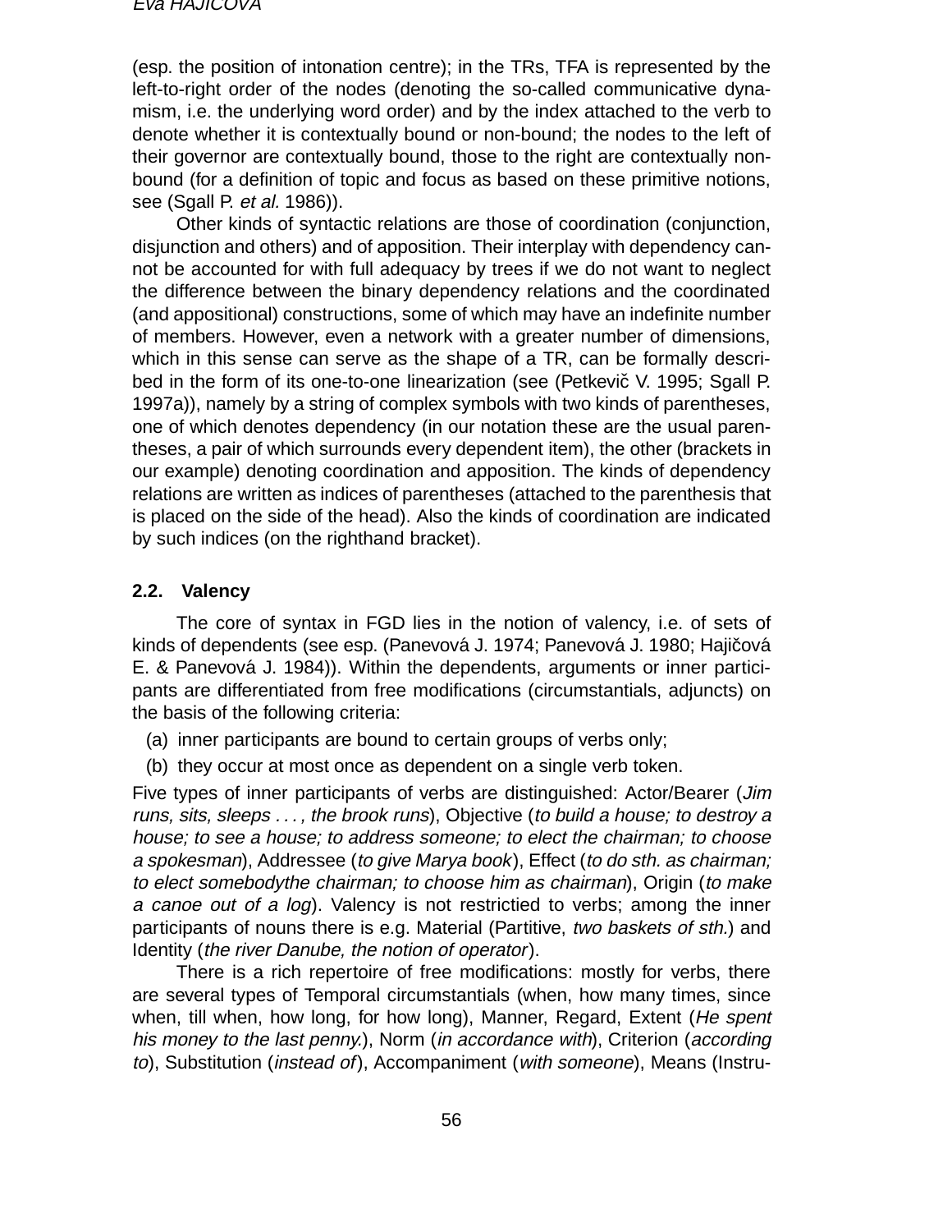(esp. the position of intonation centre); in the TRs, TFA is represented by the left-to-right order of the nodes (denoting the so-called communicative dynamism, i.e. the underlying word order) and by the index attached to the verb to denote whether it is contextually bound or non-bound; the nodes to the left of their governor are contextually bound, those to the right are contextually non-bound (for a definition of topic and focus as based on these primitive notions, see (Sgall P. *et al.* 1986)).

Other kinds of syntactic relations are those of coordination (conjunction, disjunction and others) and of apposition. Their interplay with dependency cannot be accounted for with full adequacy by trees if we do not want to neglect the difference between the binary dependency relations and the coordinated (and appositional) constructions, some of which may have an indefinite number of members. However, even a network with a greater number of dimensions, which in this sense can serve as the shape of a TR, can be formally described in the form of its one-to-one linearization (see (Petkevič V. 1995; Sgall P. 1997a)), namely by a string of complex symbols with two kinds of parentheses, one of which denotes dependency (in our notation these are the usual parentheses, a pair of which surrounds every dependent item), the other (brackets in our example) denoting coordination and apposition. The kinds of dependency relations are written as indices of parentheses (attached to the parenthesis that is placed on the side of the head). Also the kinds of coordination are indicated by such indices (on the righthand bracket).

### 2.2. Valency

The core of syntax in FGD lies in the notion of valency, i.e. of sets of kinds of dependents (see esp. (Panevová J. 1974; Panevová J. 1980; Hajičová E. & Panevová J. 1984)). Within the dependents, arguments or inner participants are differentiated from free modifications (circumstantials, adjuncts) on the basis of the following criteria:

(a) inner participants are bound to certain groups of verbs only;

(b) they occur at most once as dependent on a single verb token.

Five types of inner participants of verbs are distinguished: Actor/Bearer (*Jim runs, sits, sleeps . . . , the brook runs*), Objective (*to build a house; to destroy a house; to see a house; to address someone; to elect the chairman; to choose a spokesman*), Addressee (*to give Marya book*), Effect (*to do sth. as chairman; to elect somebodythe chairman; to choose him as chairman*), Origin (*to make a canoe out of a log*). Valency is not restrictied to verbs; among the inner participants of nouns there is e.g. Material (Partitive, *two baskets of sth.*) and Identity (*the river Danube, the notion of operator*).

There is a rich repertoire of free modifications: mostly for verbs, there are several types of Temporal circumstantials (when, how many times, since when, till when, how long, for how long), Manner, Regard, Extent (*He spent his money to the last penny.*), Norm (*in accordance with*), Criterion (*according to*), Substitution (*instead of*), Accompaniment (*with someone*), Means (Instru-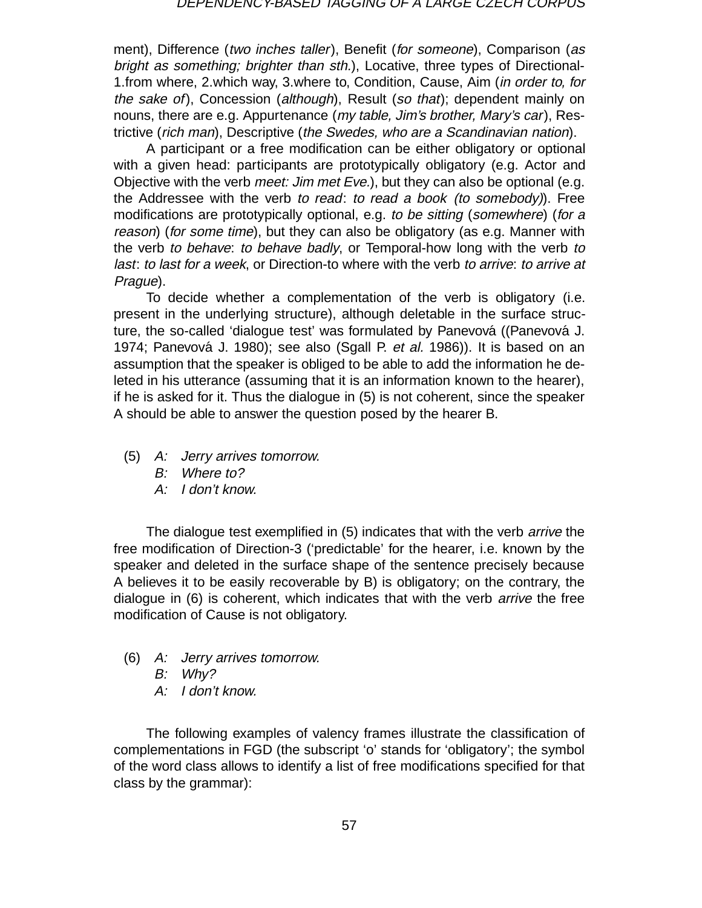ment), Difference (*two inches taller*), Benefit (*for someone*), Comparison (*as bright as something; brighter than sth.*), Locative, three types of Directional-1.from where, 2.which way, 3.where to, Condition, Cause, Aim (*in order to, for the sake of*), Concession (*although*), Result (*so that*); dependent mainly on nouns, there are e.g. Appurtenance (*my table, Jim's brother, Mary's car*), Restrictive (*rich man*), Descriptive (*the Swedes, who are a Scandinavian nation*).

A participant or a free modification can be either obligatory or optional with a given head: participants are prototypically obligatory (e.g. Actor and Objective with the verb *meet: Jim met Eve.*), but they can also be optional (e.g. the Addressee with the verb *to read*: *to read a book (to somebody)*). Free modifications are prototypically optional, e.g. *to be sitting* (*somewhere*) (*for a reason*) (*for some time*), but they can also be obligatory (as e.g. Manner with the verb *to behave*: *to behave badly*, or Temporal-how long with the verb *to last*: *to last for a week*, or Direction-to where with the verb *to arrive*: *to arrive at Prague*).

To decide whether a complementation of the verb is obligatory (i.e. present in the underlying structure), although deletable in the surface structure, the so-called 'dialogue test' was formulated by Panevová ((Panevová J. 1974; Panevová J. 1980); see also (Sgall P. *et al.* 1986)). It is based on an assumption that the speaker is obliged to be able to add the information he deleted in his utterance (assuming that it is an information known to the hearer), if he is asked for it. Thus the dialogue in (5) is not coherent, since the speaker A should be able to answer the question posed by the hearer B.

(5) *A: Jerry arrives tomorrow.*
*B: Where to?*
*A: I don't know.*

The dialogue test exemplified in (5) indicates that with the verb *arrive* the free modification of Direction-3 ('predictable' for the hearer, i.e. known by the speaker and deleted in the surface shape of the sentence precisely because A believes it to be easily recoverable by B) is obligatory; on the contrary, the dialogue in (6) is coherent, which indicates that with the verb *arrive* the free modification of Cause is not obligatory.

(6) *A: Jerry arrives tomorrow.*
*B: Why?*
*A: I don't know.*

The following examples of valency frames illustrate the classification of complementations in FGD (the subscript 'o' stands for 'obligatory'; the symbol of the word class allows to identify a list of free modifications specified for that class by the grammar):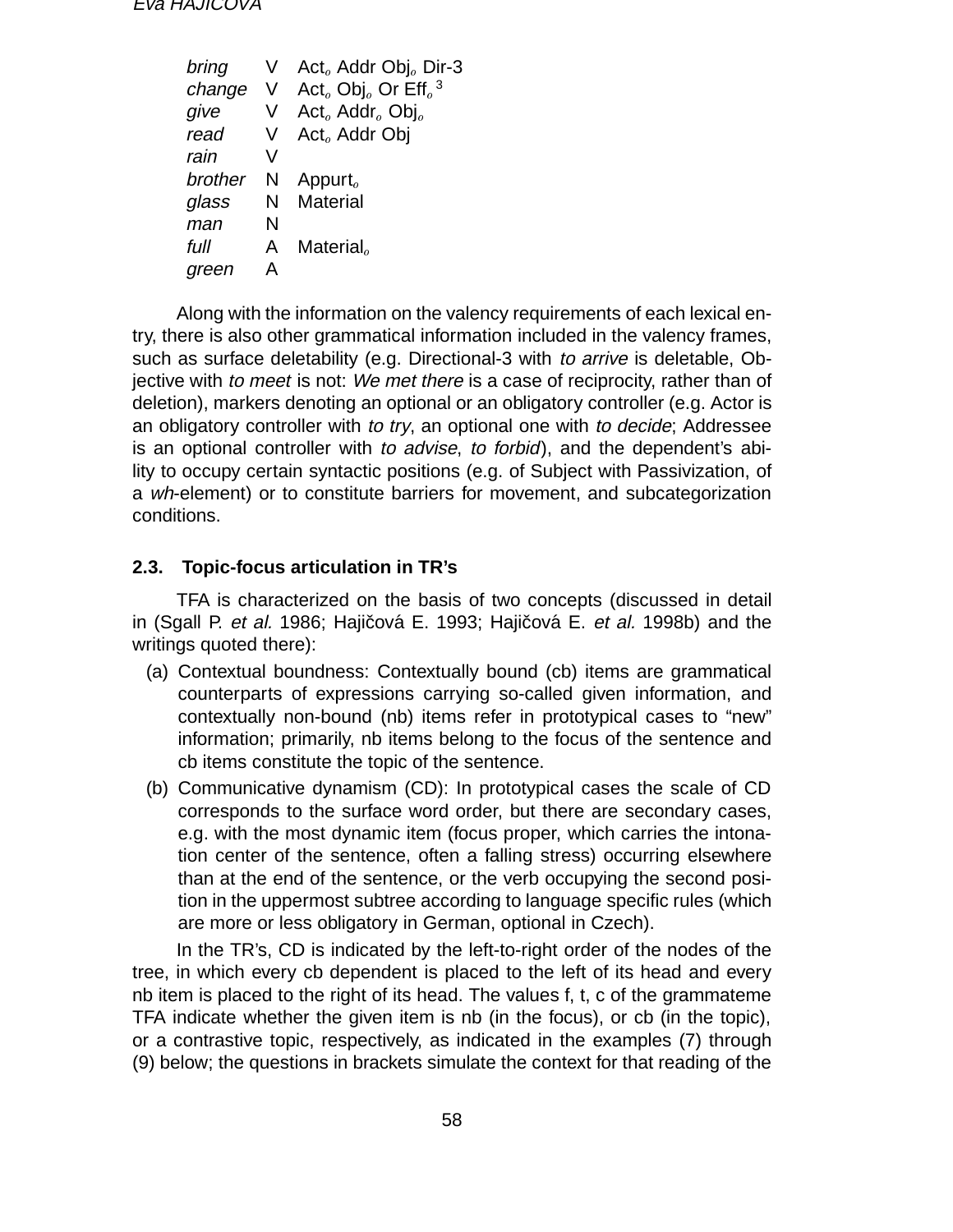| | | |
|---|---|---|
| *bring* | V | $Act_o$ Addr $Obj_o$ Dir-3 |
| *change* | V | $Act_o$ $Obj_o$ Or $Eff_o$[3] |
| *give* | V | $Act_o$ $Addr_o$ $Obj_o$ |
| *read* | V | $Act_o$ Addr Obj |
| *rain* | V | |
| *brother* | N | $Appurt_o$ |
| *glass* | N | Material |
| *man* | N | |
| *full* | A | $Material_o$ |
| *green* | A | |

Along with the information on the valency requirements of each lexical entry, there is also other grammatical information included in the valency frames, such as surface deletability (e.g. Directional-3 with *to arrive* is deletable, Objective with *to meet* is not: *We met there* is a case of reciprocity, rather than of deletion), markers denoting an optional or an obligatory controller (e.g. Actor is an obligatory controller with *to try*, an optional one with *to decide*; Addressee is an optional controller with *to advise*, *to forbid*), and the dependent's ability to occupy certain syntactic positions (e.g. of Subject with Passivization, of a *wh*-element) or to constitute barriers for movement, and subcategorization conditions.

### 2.3. Topic-focus articulation in TR's

TFA is characterized on the basis of two concepts (discussed in detail in (Sgall P. *et al.* 1986; Hajičová E. 1993; Hajičová E. *et al.* 1998b) and the writings quoted there):

(a) Contextual boundness: Contextually bound (cb) items are grammatical counterparts of expressions carrying so-called given information, and contextually non-bound (nb) items refer in prototypical cases to "new" information; primarily, nb items belong to the focus of the sentence and cb items constitute the topic of the sentence.

(b) Communicative dynamism (CD): In prototypical cases the scale of CD corresponds to the surface word order, but there are secondary cases, e.g. with the most dynamic item (focus proper, which carries the intonation center of the sentence, often a falling stress) occurring elsewhere than at the end of the sentence, or the verb occupying the second position in the uppermost subtree according to language specific rules (which are more or less obligatory in German, optional in Czech).

In the TR's, CD is indicated by the left-to-right order of the nodes of the tree, in which every cb dependent is placed to the left of its head and every nb item is placed to the right of its head. The values f, t, c of the grammateme TFA indicate whether the given item is nb (in the focus), or cb (in the topic), or a contrastive topic, respectively, as indicated in the examples (7) through (9) below; the questions in brackets simulate the context for that reading of the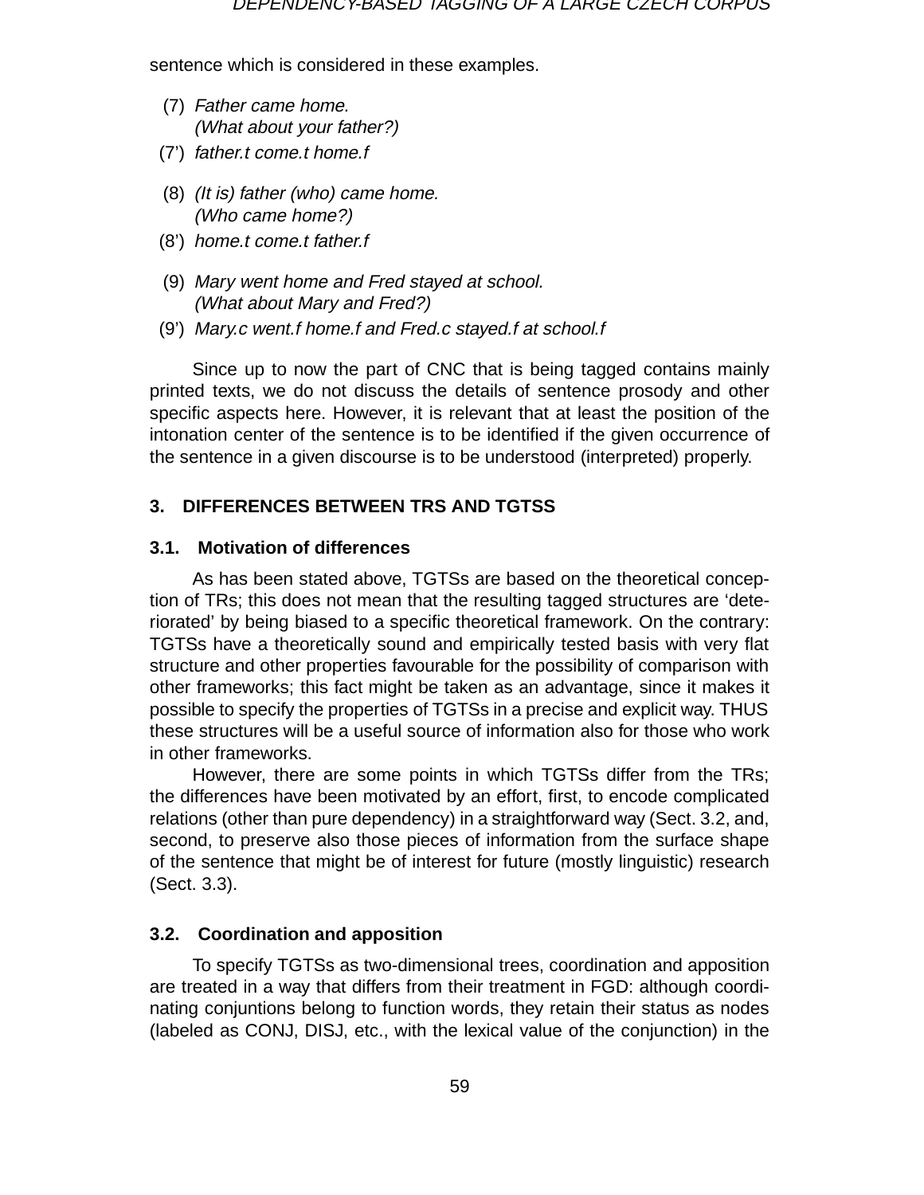sentence which is considered in these examples.

(7) *Father came home.*
*(What about your father?)*

(7') *father.t come.t home.f*

(8) *(It is) father (who) came home.*
*(Who came home?)*

(8') *home.t come.t father.f*

(9) *Mary went home and Fred stayed at school.*
*(What about Mary and Fred?)*

(9') *Mary.c went.f home.f and Fred.c stayed.f at school.f*

Since up to now the part of CNC that is being tagged contains mainly printed texts, we do not discuss the details of sentence prosody and other specific aspects here. However, it is relevant that at least the position of the intonation center of the sentence is to be identified if the given occurrence of the sentence in a given discourse is to be understood (interpreted) properly.

## 3. DIFFERENCES BETWEEN TRS AND TGTSS

### 3.1. Motivation of differences

As has been stated above, TGTSs are based on the theoretical conception of TRs; this does not mean that the resulting tagged structures are 'deteriorated' by being biased to a specific theoretical framework. On the contrary: TGTSs have a theoretically sound and empirically tested basis with very flat structure and other properties favourable for the possibility of comparison with other frameworks; this fact might be taken as an advantage, since it makes it possible to specify the properties of TGTSs in a precise and explicit way. THUS these structures will be a useful source of information also for those who work in other frameworks.

However, there are some points in which TGTSs differ from the TRs; the differences have been motivated by an effort, first, to encode complicated relations (other than pure dependency) in a straightforward way (Sect. 3.2, and, second, to preserve also those pieces of information from the surface shape of the sentence that might be of interest for future (mostly linguistic) research (Sect. 3.3).

### 3.2. Coordination and apposition

To specify TGTSs as two-dimensional trees, coordination and apposition are treated in a way that differs from their treatment in FGD: although coordinating conjuntions belong to function words, they retain their status as nodes (labeled as CONJ, DISJ, etc., with the lexical value of the conjunction) in the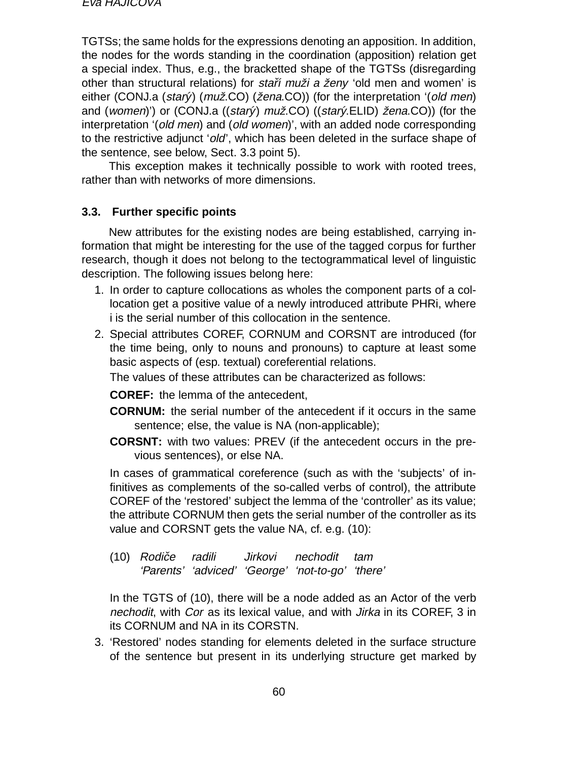TGTSs; the same holds for the expressions denoting an apposition. In addition, the nodes for the words standing in the coordination (apposition) relation get a special index. Thus, e.g., the bracketted shape of the TGTSs (disregarding other than structural relations) for *staří muži a ženy* 'old men and women' is either (CONJ.a (*starý*) (*muž*.CO) (*žena*.CO)) (for the interpretation '(*old men*) and (*women*)') or (CONJ.a ((*starý*) *muž*.CO) ((*starý*.ELID) *žena*.CO)) (for the interpretation '(*old men*) and (*old women*)', with an added node corresponding to the restrictive adjunct '*old*', which has been deleted in the surface shape of the sentence, see below, Sect. 3.3 point 5).

This exception makes it technically possible to work with rooted trees, rather than with networks of more dimensions.

### 3.3. Further specific points

New attributes for the existing nodes are being established, carrying information that might be interesting for the use of the tagged corpus for further research, though it does not belong to the tectogrammatical level of linguistic description. The following issues belong here:

1. In order to capture collocations as wholes the component parts of a collocation get a positive value of a newly introduced attribute PHRi, where i is the serial number of this collocation in the sentence.
2. Special attributes COREF, CORNUM and CORSNT are introduced (for the time being, only to nouns and pronouns) to capture at least some basic aspects of (esp. textual) coreferential relations.

   The values of these attributes can be characterized as follows:

   **COREF:** the lemma of the antecedent,

   **CORNUM:** the serial number of the antecedent if it occurs in the same sentence; else, the value is NA (non-applicable);

   **CORSNT:** with two values: PREV (if the antecedent occurs in the previous sentences), or else NA.

   In cases of grammatical coreference (such as with the 'subjects' of infinitives as complements of the so-called verbs of control), the attribute COREF of the 'restored' subject the lemma of the 'controller' as its value; the attribute CORNUM then gets the serial number of the controller as its value and CORSNT gets the value NA, cf. e.g. (10):

   (10) *Rodiče* *radili* *Jirkovi* *nechodit* *tam*
   *'Parents'* *'adviced'* *'George'* *'not-to-go'* *'there'*

   In the TGTS of (10), there will be a node added as an Actor of the verb *nechodit*, with *Cor* as its lexical value, and with *Jirka* in its COREF, 3 in its CORNUM and NA in its CORSTN.
3. 'Restored' nodes standing for elements deleted in the surface structure of the sentence but present in its underlying structure get marked by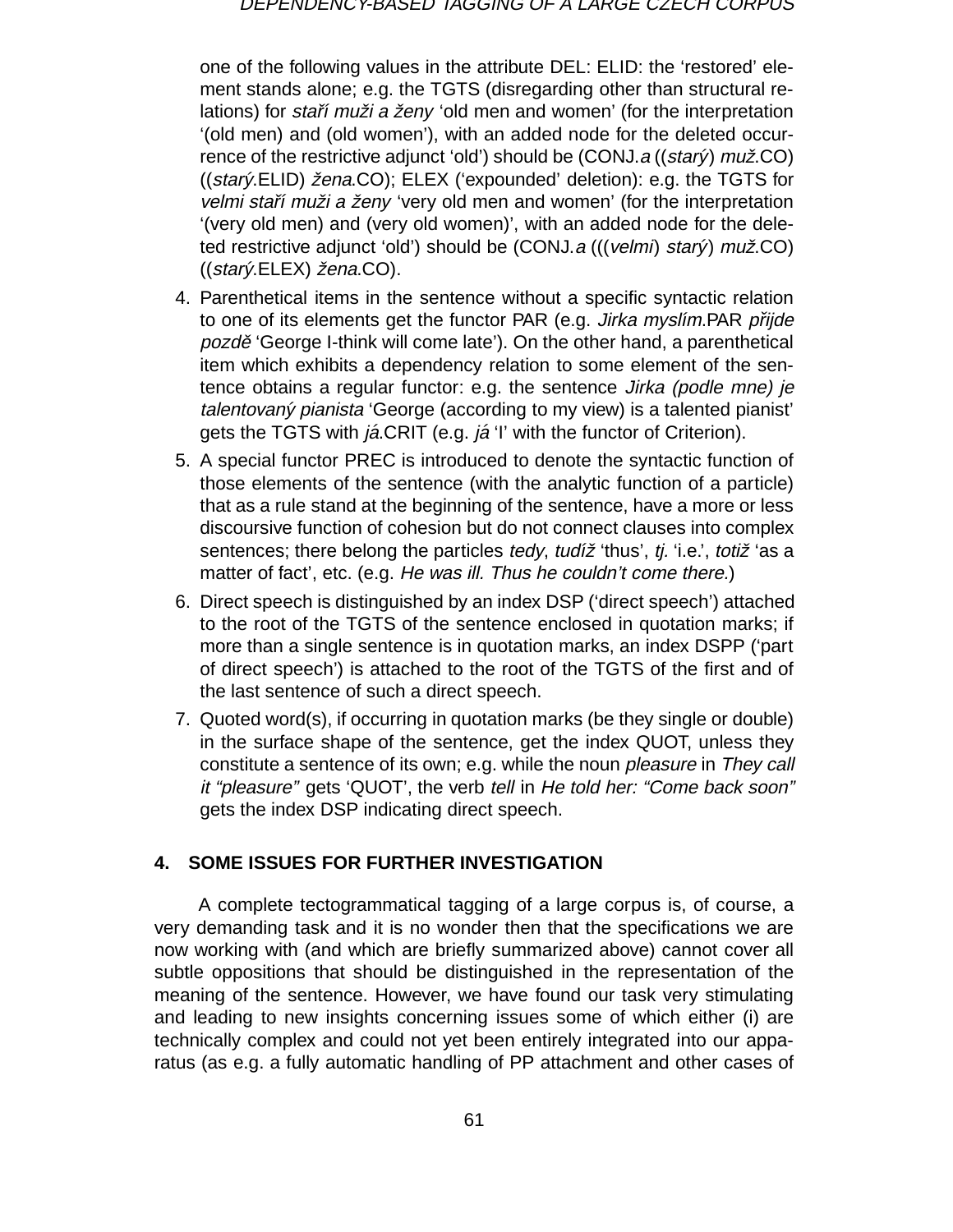one of the following values in the attribute DEL: ELID: the 'restored' element stands alone; e.g. the TGTS (disregarding other than structural relations) for *staří muži a ženy* 'old men and women' (for the interpretation '(old men) and (old women)', with an added node for the deleted occurrence of the restrictive adjunct 'old') should be (CONJ.*a* ((*starý*) *muž*.CO) ((*starý*.ELID) *žena*.CO); ELEX ('expounded' deletion): e.g. the TGTS for *velmi staří muži a ženy* 'very old men and women' (for the interpretation '(very old men) and (very old women)', with an added node for the deleted restrictive adjunct 'old') should be (CONJ.*a* (((*velmi*) *starý*) *muž*.CO) ((*starý*.ELEX) *žena*.CO).

4. Parenthetical items in the sentence without a specific syntactic relation to one of its elements get the functor PAR (e.g. *Jirka myslím*.PAR *přijde pozdě* 'George I-think will come late'). On the other hand, a parenthetical item which exhibits a dependency relation to some element of the sentence obtains a regular functor: e.g. the sentence *Jirka (podle mne) je talentovaný pianista* 'George (according to my view) is a talented pianist' gets the TGTS with *já*.CRIT (e.g. *já* 'I' with the functor of Criterion).
5. A special functor PREC is introduced to denote the syntactic function of those elements of the sentence (with the analytic function of a particle) that as a rule stand at the beginning of the sentence, have a more or less discoursive function of cohesion but do not connect clauses into complex sentences; there belong the particles *tedy*, *tudíž* 'thus', *tj.* 'i.e.', *totiž* 'as a matter of fact', etc. (e.g. *He was ill. Thus he couldn't come there.*)
6. Direct speech is distinguished by an index DSP ('direct speech') attached to the root of the TGTS of the sentence enclosed in quotation marks; if more than a single sentence is in quotation marks, an index DSPP ('part of direct speech') is attached to the root of the TGTS of the first and of the last sentence of such a direct speech.
7. Quoted word(s), if occurring in quotation marks (be they single or double) in the surface shape of the sentence, get the index QUOT, unless they constitute a sentence of its own; e.g. while the noun *pleasure* in *They call it "pleasure"* gets 'QUOT', the verb *tell* in *He told her: "Come back soon"* gets the index DSP indicating direct speech.

## 4. SOME ISSUES FOR FURTHER INVESTIGATION

A complete tectogrammatical tagging of a large corpus is, of course, a very demanding task and it is no wonder then that the specifications we are now working with (and which are briefly summarized above) cannot cover all subtle oppositions that should be distinguished in the representation of the meaning of the sentence. However, we have found our task very stimulating and leading to new insights concerning issues some of which either (i) are technically complex and could not yet been entirely integrated into our apparatus (as e.g. a fully automatic handling of PP attachment and other cases of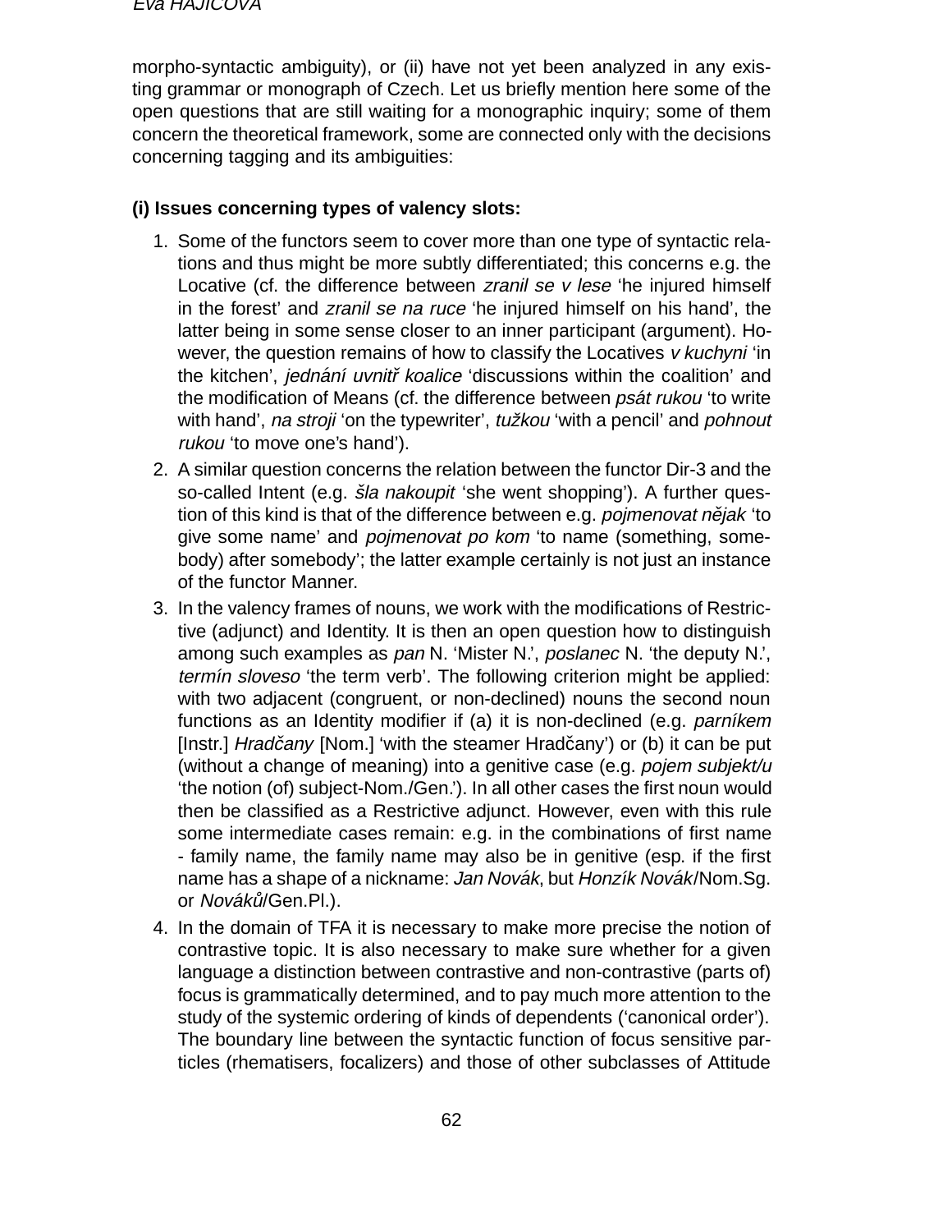morpho-syntactic ambiguity), or (ii) have not yet been analyzed in any existing grammar or monograph of Czech. Let us briefly mention here some of the open questions that are still waiting for a monographic inquiry; some of them concern the theoretical framework, some are connected only with the decisions concerning tagging and its ambiguities:

**(i) Issues concerning types of valency slots:**

1. Some of the functors seem to cover more than one type of syntactic relations and thus might be more subtly differentiated; this concerns e.g. the Locative (cf. the difference between *zranil se v lese* 'he injured himself in the forest' and *zranil se na ruce* 'he injured himself on his hand', the latter being in some sense closer to an inner participant (argument). However, the question remains of how to classify the Locatives *v kuchyni* 'in the kitchen', *jednání uvnitř koalice* 'discussions within the coalition' and the modification of Means (cf. the difference between *psát rukou* 'to write with hand', *na stroji* 'on the typewriter', *tužkou* 'with a pencil' and *pohnout rukou* 'to move one's hand').
2. A similar question concerns the relation between the functor Dir-3 and the so-called Intent (e.g. *šla nakoupit* 'she went shopping'). A further question of this kind is that of the difference between e.g. *pojmenovat nějak* 'to give some name' and *pojmenovat po kom* 'to name (something, somebody) after somebody'; the latter example certainly is not just an instance of the functor Manner.
3. In the valency frames of nouns, we work with the modifications of Restrictive (adjunct) and Identity. It is then an open question how to distinguish among such examples as *pan* N. 'Mister N.', *poslanec* N. 'the deputy N.', *termín sloveso* 'the term verb'. The following criterion might be applied: with two adjacent (congruent, or non-declined) nouns the second noun functions as an Identity modifier if (a) it is non-declined (e.g. *parníkem* [Instr.] *Hradčany* [Nom.] 'with the steamer Hradčany') or (b) it can be put (without a change of meaning) into a genitive case (e.g. *pojem subjekt/u* 'the notion (of) subject-Nom./Gen.'). In all other cases the first noun would then be classified as a Restrictive adjunct. However, even with this rule some intermediate cases remain: e.g. in the combinations of first name - family name, the family name may also be in genitive (esp. if the first name has a shape of a nickname: *Jan Novák*, but *Honzík Novák*/Nom.Sg. or *Nováků*/Gen.Pl.).
4. In the domain of TFA it is necessary to make more precise the notion of contrastive topic. It is also necessary to make sure whether for a given language a distinction between contrastive and non-contrastive (parts of) focus is grammatically determined, and to pay much more attention to the study of the systemic ordering of kinds of dependents ('canonical order'). The boundary line between the syntactic function of focus sensitive particles (rhematisers, focalizers) and those of other subclasses of Attitude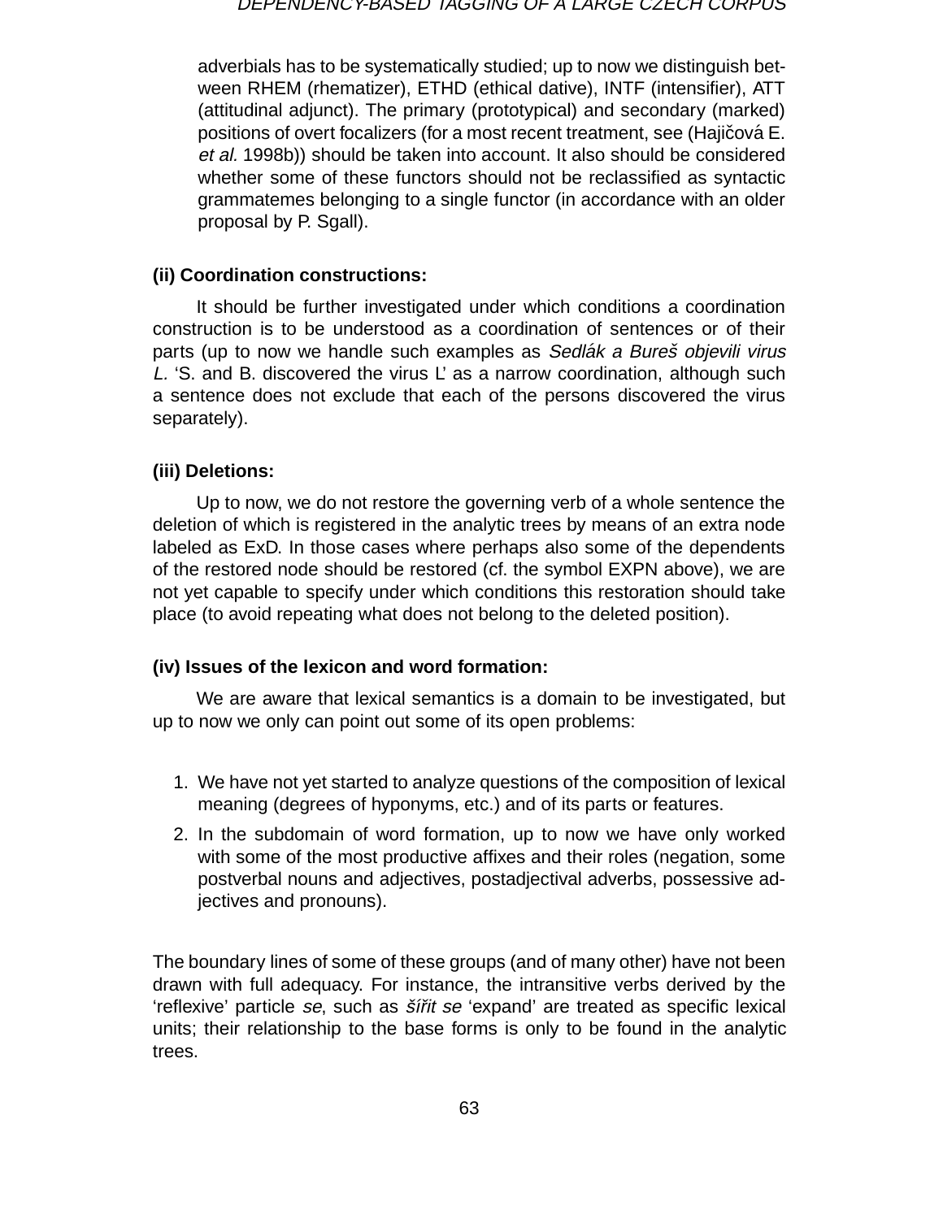adverbials has to be systematically studied; up to now we distinguish between RHEM (rhematizer), ETHD (ethical dative), INTF (intensifier), ATT (attitudinal adjunct). The primary (prototypical) and secondary (marked) positions of overt focalizers (for a most recent treatment, see (Hajičová E. *et al.* 1998b)) should be taken into account. It also should be considered whether some of these functors should not be reclassified as syntactic grammatemes belonging to a single functor (in accordance with an older proposal by P. Sgall).

**(ii) Coordination constructions:**

It should be further investigated under which conditions a coordination construction is to be understood as a coordination of sentences or of their parts (up to now we handle such examples as *Sedlák a Bureš objevili virus L.* 'S. and B. discovered the virus L' as a narrow coordination, although such a sentence does not exclude that each of the persons discovered the virus separately).

**(iii) Deletions:**

Up to now, we do not restore the governing verb of a whole sentence the deletion of which is registered in the analytic trees by means of an extra node labeled as ExD. In those cases where perhaps also some of the dependents of the restored node should be restored (cf. the symbol EXPN above), we are not yet capable to specify under which conditions this restoration should take place (to avoid repeating what does not belong to the deleted position).

**(iv) Issues of the lexicon and word formation:**

We are aware that lexical semantics is a domain to be investigated, but up to now we only can point out some of its open problems:

1. We have not yet started to analyze questions of the composition of lexical meaning (degrees of hyponyms, etc.) and of its parts or features.
2. In the subdomain of word formation, up to now we have only worked with some of the most productive affixes and their roles (negation, some postverbal nouns and adjectives, postadjectival adverbs, possessive adjectives and pronouns).

The boundary lines of some of these groups (and of many other) have not been drawn with full adequacy. For instance, the intransitive verbs derived by the 'reflexive' particle *se*, such as *šířit se* 'expand' are treated as specific lexical units; their relationship to the base forms is only to be found in the analytic trees.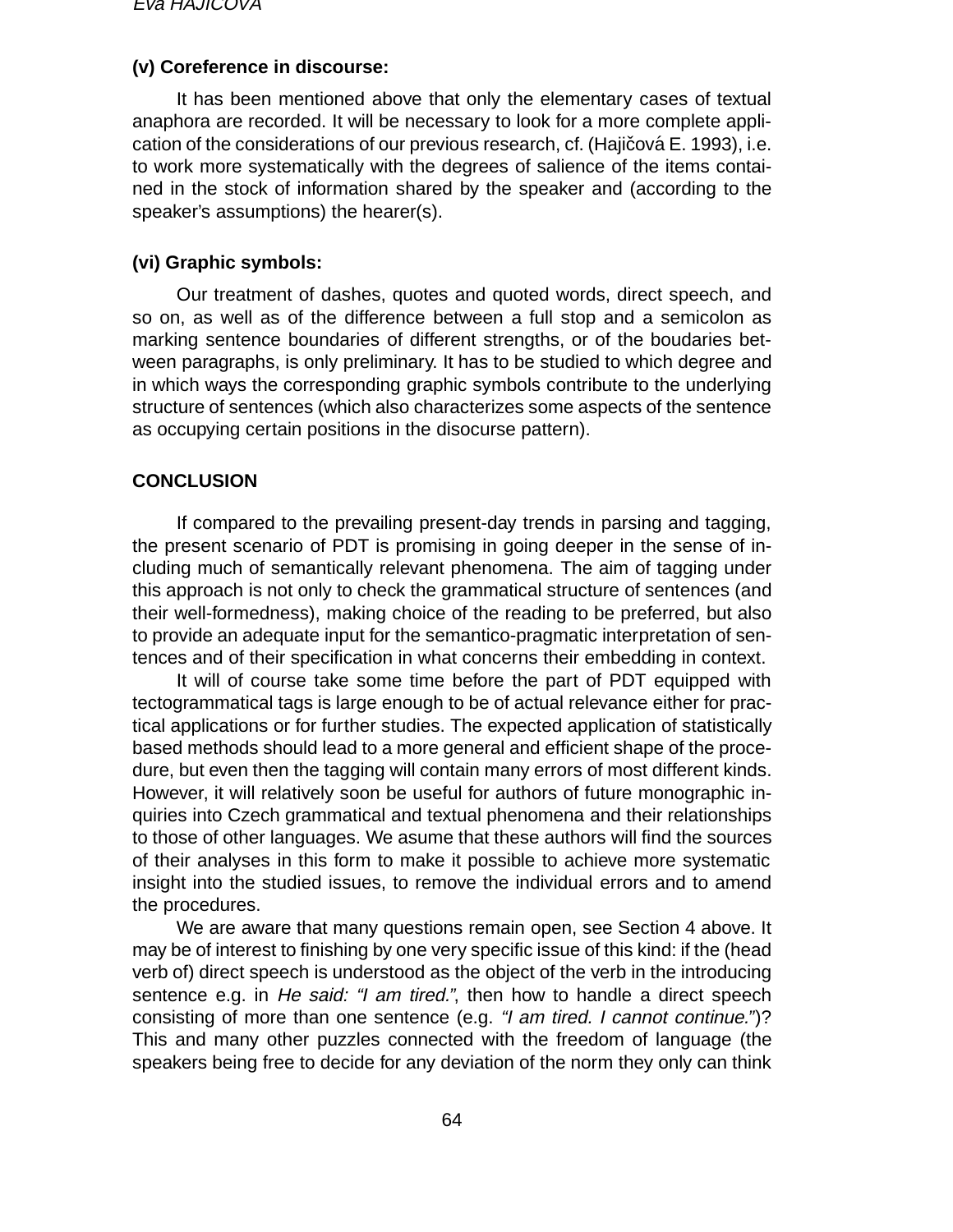**(v) Coreference in discourse:**

It has been mentioned above that only the elementary cases of textual anaphora are recorded. It will be necessary to look for a more complete application of the considerations of our previous research, cf. (Hajičová E. 1993), i.e. to work more systematically with the degrees of salience of the items contained in the stock of information shared by the speaker and (according to the speaker's assumptions) the hearer(s).

**(vi) Graphic symbols:**

Our treatment of dashes, quotes and quoted words, direct speech, and so on, as well as of the difference between a full stop and a semicolon as marking sentence boundaries of different strengths, or of the boudaries between paragraphs, is only preliminary. It has to be studied to which degree and in which ways the corresponding graphic symbols contribute to the underlying structure of sentences (which also characterizes some aspects of the sentence as occupying certain positions in the disocurse pattern).

## CONCLUSION

If compared to the prevailing present-day trends in parsing and tagging, the present scenario of PDT is promising in going deeper in the sense of including much of semantically relevant phenomena. The aim of tagging under this approach is not only to check the grammatical structure of sentences (and their well-formedness), making choice of the reading to be preferred, but also to provide an adequate input for the semantico-pragmatic interpretation of sentences and of their specification in what concerns their embedding in context.

It will of course take some time before the part of PDT equipped with tectogrammatical tags is large enough to be of actual relevance either for practical applications or for further studies. The expected application of statistically based methods should lead to a more general and efficient shape of the procedure, but even then the tagging will contain many errors of most different kinds. However, it will relatively soon be useful for authors of future monographic inquiries into Czech grammatical and textual phenomena and their relationships to those of other languages. We asume that these authors will find the sources of their analyses in this form to make it possible to achieve more systematic insight into the studied issues, to remove the individual errors and to amend the procedures.

We are aware that many questions remain open, see Section 4 above. It may be of interest to finishing by one very specific issue of this kind: if the (head verb of) direct speech is understood as the object of the verb in the introducing sentence e.g. in *He said: "I am tired."*, then how to handle a direct speech consisting of more than one sentence (e.g. *"I am tired. I cannot continue."*)? This and many other puzzles connected with the freedom of language (the speakers being free to decide for any deviation of the norm they only can think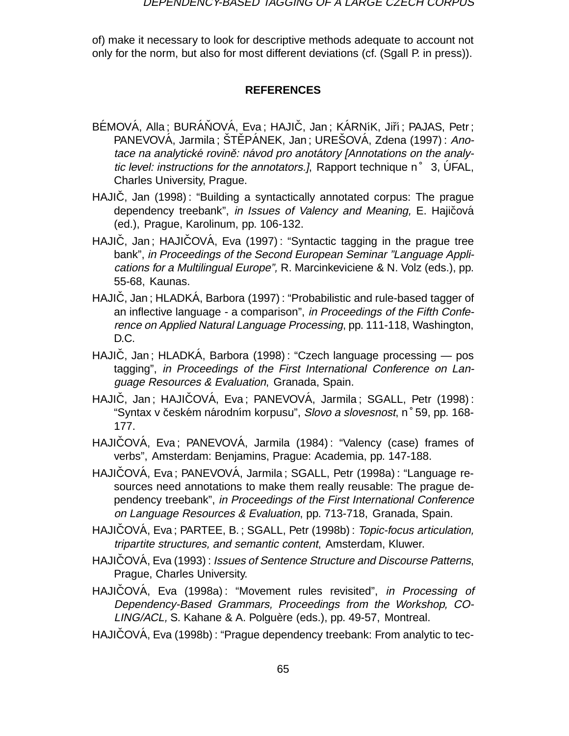of) make it necessary to look for descriptive methods adequate to account not only for the norm, but also for most different deviations (cf. (Sgall P. in press)).

## REFERENCES

BÉMOVÁ, Alla ; BURÁŇOVÁ, Eva ; HAJIČ, Jan ; KÁRNíK, Jiří ; PAJAS, Petr ; PANEVOVÁ, Jarmila ; ŠTĚPÁNEK, Jan ; UREŠOVÁ, Zdena (1997) : *Anotace na analytické rovině: návod pro anotátory [Annotations on the analytic level: instructions for the annotators.]*, Rapport technique n° 3, ÚFAL, Charles University, Prague.

HAJIČ, Jan (1998) : “Building a syntactically annotated corpus: The prague dependency treebank”, *in Issues of Valency and Meaning,* E. Hajičová (ed.), Prague, Karolinum, pp. 106-132.

HAJIČ, Jan ; HAJIČOVÁ, Eva (1997) : “Syntactic tagging in the prague tree bank”, *in Proceedings of the Second European Seminar ”Language Applications for a Multilingual Europe”,* R. Marcinkeviciene & N. Volz (eds.), pp. 55-68, Kaunas.

HAJIČ, Jan ; HLADKÁ, Barbora (1997) : “Probabilistic and rule-based tagger of an inflective language - a comparison”, *in Proceedings of the Fifth Conference on Applied Natural Language Processing*, pp. 111-118, Washington, D.C.

HAJIČ, Jan ; HLADKÁ, Barbora (1998) : “Czech language processing — pos tagging”, *in Proceedings of the First International Conference on Language Resources & Evaluation*, Granada, Spain.

HAJIČ, Jan ; HAJIČOVÁ, Eva ; PANEVOVÁ, Jarmila ; SGALL, Petr (1998) : “Syntax v českém národním korpusu”, *Slovo a slovesnost*, n° 59, pp. 168-177.

HAJIČOVÁ, Eva ; PANEVOVÁ, Jarmila (1984) : “Valency (case) frames of verbs”, Amsterdam: Benjamins, Prague: Academia, pp. 147-188.

HAJIČOVÁ, Eva ; PANEVOVÁ, Jarmila ; SGALL, Petr (1998a) : “Language resources need annotations to make them really reusable: The prague dependency treebank”, *in Proceedings of the First International Conference on Language Resources & Evaluation*, pp. 713-718, Granada, Spain.

HAJIČOVÁ, Eva ; PARTEE, B. ; SGALL, Petr (1998b) : *Topic-focus articulation, tripartite structures, and semantic content*, Amsterdam, Kluwer.

HAJIČOVÁ, Eva (1993) : *Issues of Sentence Structure and Discourse Patterns*, Prague, Charles University.

HAJIČOVÁ, Eva (1998a) : “Movement rules revisited”, *in Processing of Dependency-Based Grammars, Proceedings from the Workshop, COLING/ACL,* S. Kahane & A. Polguère (eds.), pp. 49-57, Montreal.

HAJIČOVÁ, Eva (1998b) : “Prague dependency treebank: From analytic to tec-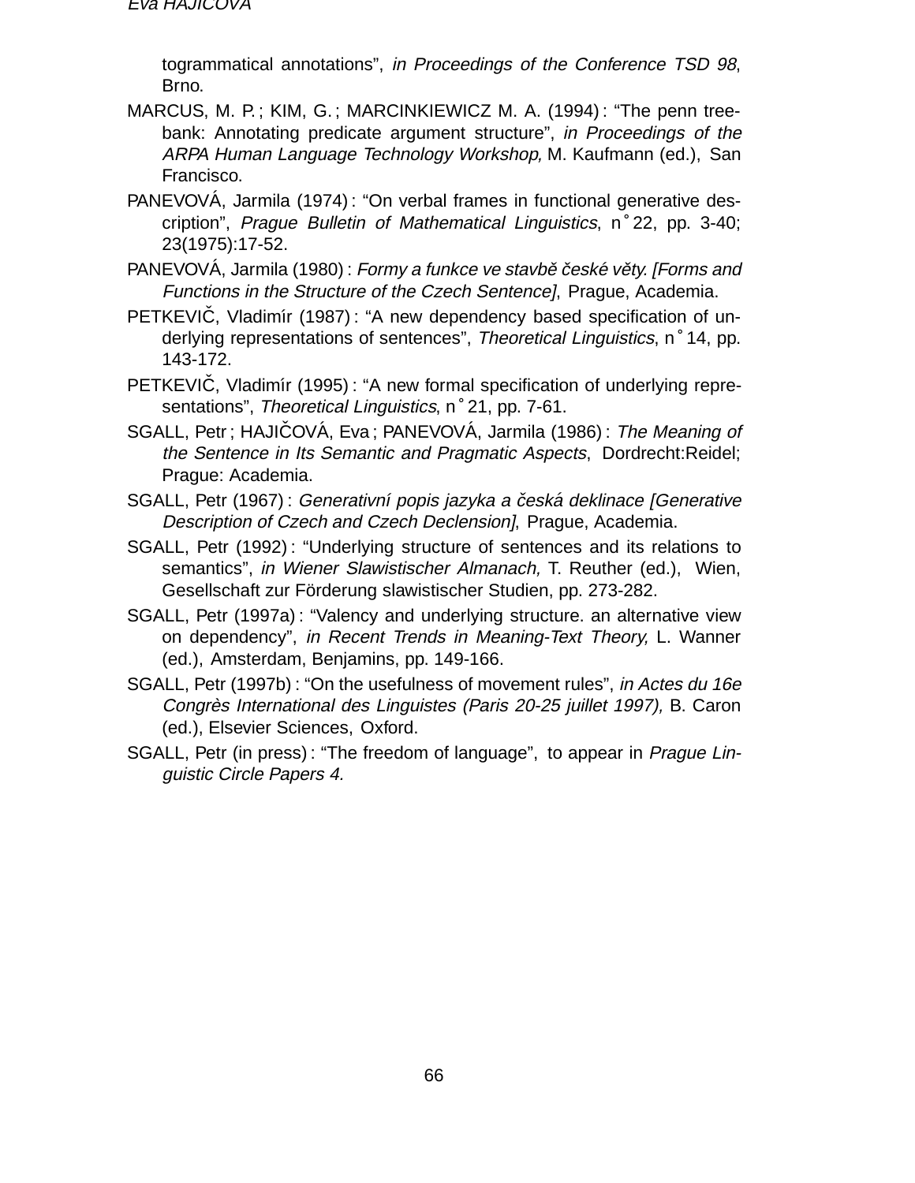togrammatical annotations", *in Proceedings of the Conference TSD 98*, Brno.

MARCUS, M. P. ; KIM, G. ; MARCINKIEWICZ M. A. (1994) : "The penn tree-bank: Annotating predicate argument structure", *in Proceedings of the ARPA Human Language Technology Workshop,* M. Kaufmann (ed.), San Francisco.

PANEVOVÁ, Jarmila (1974) : "On verbal frames in functional generative description", *Prague Bulletin of Mathematical Linguistics*, n˚ 22, pp. 3-40; 23(1975):17-52.

PANEVOVÁ, Jarmila (1980) : *Formy a funkce ve stavbě české věty. [Forms and Functions in the Structure of the Czech Sentence]*, Prague, Academia.

PETKEVIČ, Vladimír (1987) : "A new dependency based specification of underlying representations of sentences", *Theoretical Linguistics*, n˚ 14, pp. 143-172.

PETKEVIČ, Vladimír (1995) : "A new formal specification of underlying representations", *Theoretical Linguistics*, n˚ 21, pp. 7-61.

SGALL, Petr ; HAJIČOVÁ, Eva ; PANEVOVÁ, Jarmila (1986) : *The Meaning of the Sentence in Its Semantic and Pragmatic Aspects*, Dordrecht:Reidel; Prague: Academia.

SGALL, Petr (1967) : *Generativní popis jazyka a česká deklinace [Generative Description of Czech and Czech Declension]*, Prague, Academia.

SGALL, Petr (1992) : "Underlying structure of sentences and its relations to semantics", *in Wiener Slawistischer Almanach,* T. Reuther (ed.), Wien, Gesellschaft zur Förderung slawistischer Studien, pp. 273-282.

SGALL, Petr (1997a) : "Valency and underlying structure. an alternative view on dependency", *in Recent Trends in Meaning-Text Theory,* L. Wanner (ed.), Amsterdam, Benjamins, pp. 149-166.

SGALL, Petr (1997b) : "On the usefulness of movement rules", *in Actes du 16e Congrès International des Linguistes (Paris 20-25 juillet 1997),* B. Caron (ed.), Elsevier Sciences, Oxford.

SGALL, Petr (in press) : "The freedom of language", to appear in *Prague Linguistic Circle Papers 4.*